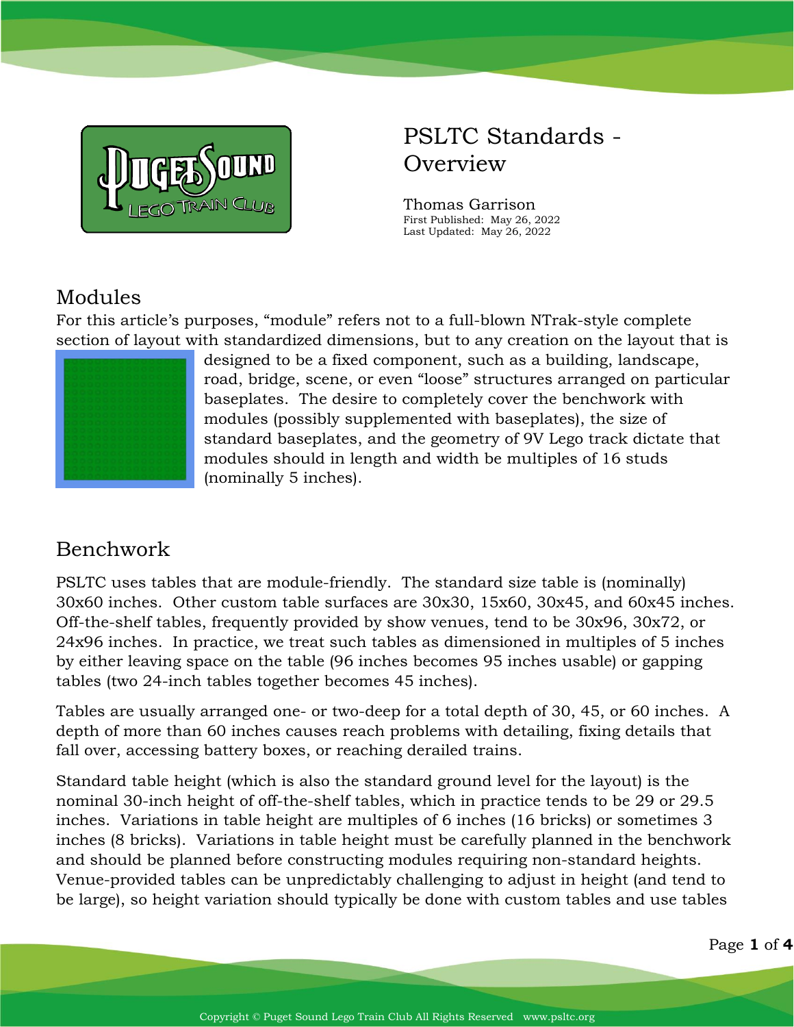# PSLTC Standards - Overview

Thomas Garrison
First Published: May 26, 2022
Last Updated: May 26, 2022

## Modules

For this article's purposes, "module" refers not to a full-blown NTrak-style complete section of layout with standardized dimensions, but to any creation on the layout that is designed to be a fixed component, such as a building, landscape, road, bridge, scene, or even "loose" structures arranged on particular baseplates. The desire to completely cover the benchwork with modules (possibly supplemented with baseplates), the size of standard baseplates, and the geometry of 9V Lego track dictate that modules should in length and width be multiples of 16 studs (nominally 5 inches).

## Benchwork

PSLTC uses tables that are module-friendly. The standard size table is (nominally) 30x60 inches. Other custom table surfaces are 30x30, 15x60, 30x45, and 60x45 inches. Off-the-shelf tables, frequently provided by show venues, tend to be 30x96, 30x72, or 24x96 inches. In practice, we treat such tables as dimensioned in multiples of 5 inches by either leaving space on the table (96 inches becomes 95 inches usable) or gapping tables (two 24-inch tables together becomes 45 inches).

Tables are usually arranged one- or two-deep for a total depth of 30, 45, or 60 inches. A depth of more than 60 inches causes reach problems with detailing, fixing details that fall over, accessing battery boxes, or reaching derailed trains.

Standard table height (which is also the standard ground level for the layout) is the nominal 30-inch height of off-the-shelf tables, which in practice tends to be 29 or 29.5 inches. Variations in table height are multiples of 6 inches (16 bricks) or sometimes 3 inches (8 bricks). Variations in table height must be carefully planned in the benchwork and should be planned before constructing modules requiring non-standard heights. Venue-provided tables can be unpredictably challenging to adjust in height (and tend to be large), so height variation should typically be done with custom tables and use tables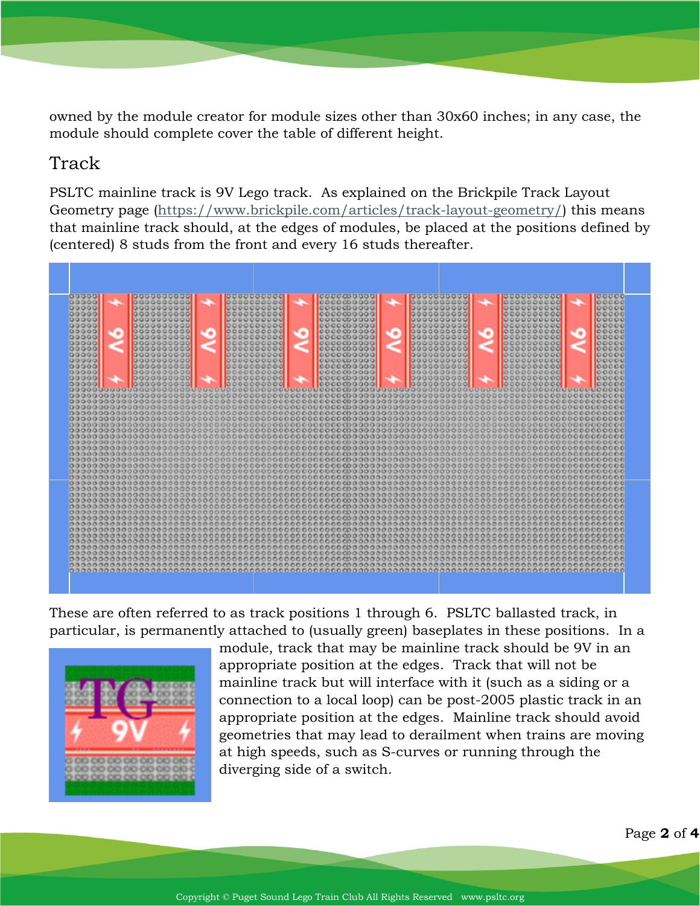owned by the module creator for module sizes other than 30x60 inches; in any case, the module should complete cover the table of different height.

## Track

PSLTC mainline track is 9V Lego track. As explained on the Brickpile Track Layout Geometry page (https://www.brickpile.com/articles/track-layout-geometry/) this means that mainline track should, at the edges of modules, be placed at the positions defined by (centered) 8 studs from the front and every 16 studs thereafter.

These are often referred to as track positions 1 through 6. PSLTC ballasted track, in particular, is permanently attached to (usually green) baseplates in these positions. In a module, track that may be mainline track should be 9V in an appropriate position at the edges. Track that will not be mainline track but will interface with it (such as a siding or a connection to a local loop) can be post-2005 plastic track in an appropriate position at the edges. Mainline track should avoid geometries that may lead to derailment when trains are moving at high speeds, such as S-curves or running through the diverging side of a switch.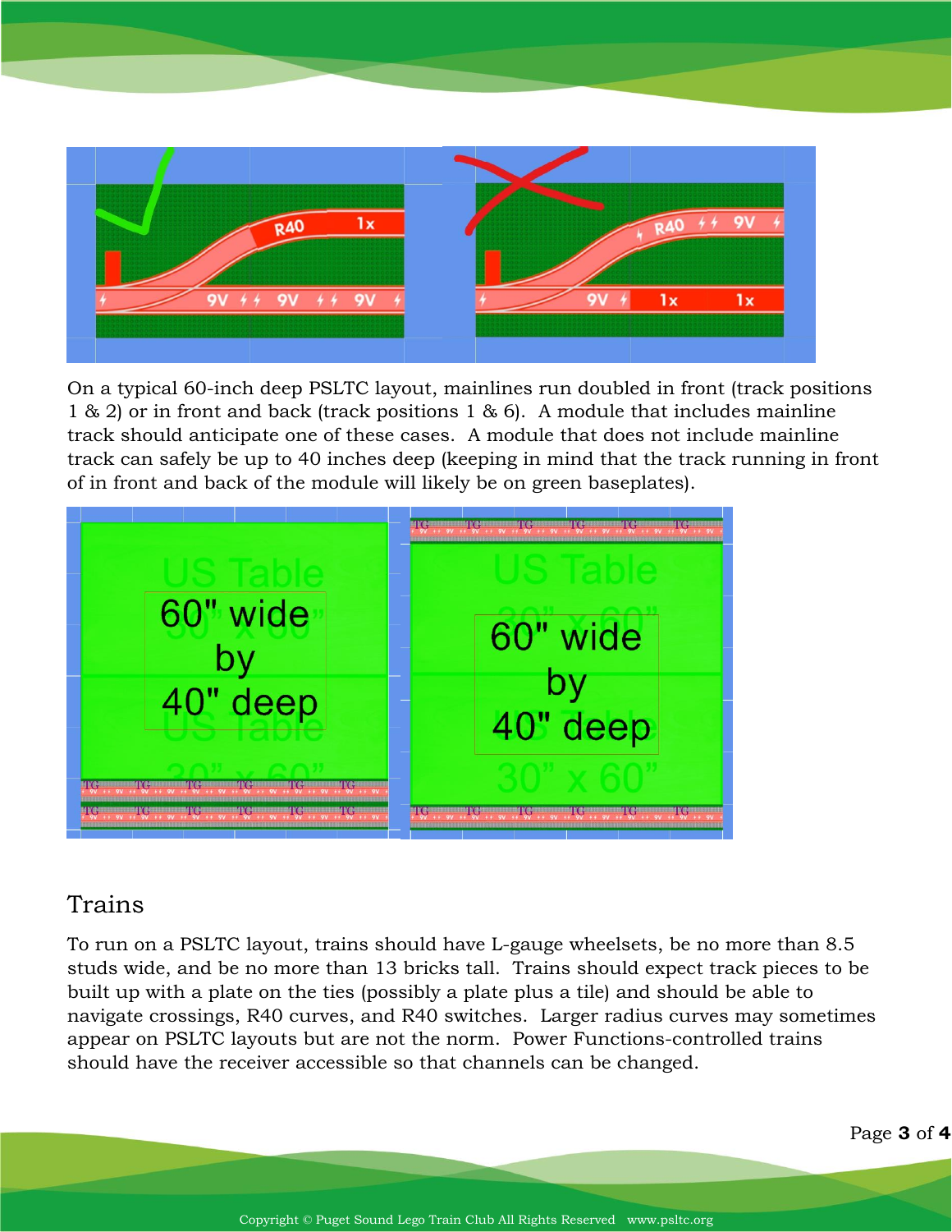On a typical 60-inch deep PSLTC layout, mainlines run doubled in front (track positions 1 & 2) or in front and back (track positions 1 & 6). A module that includes mainline track should anticipate one of these cases. A module that does not include mainline track can safely be up to 40 inches deep (keeping in mind that the track running in front of in front and back of the module will likely be on green baseplates).

## Trains

To run on a PSLTC layout, trains should have L-gauge wheelsets, be no more than 8.5 studs wide, and be no more than 13 bricks tall. Trains should expect track pieces to be built up with a plate on the ties (possibly a plate plus a tile) and should be able to navigate crossings, R40 curves, and R40 switches. Larger radius curves may sometimes appear on PSLTC layouts but are not the norm. Power Functions-controlled trains should have the receiver accessible so that channels can be changed.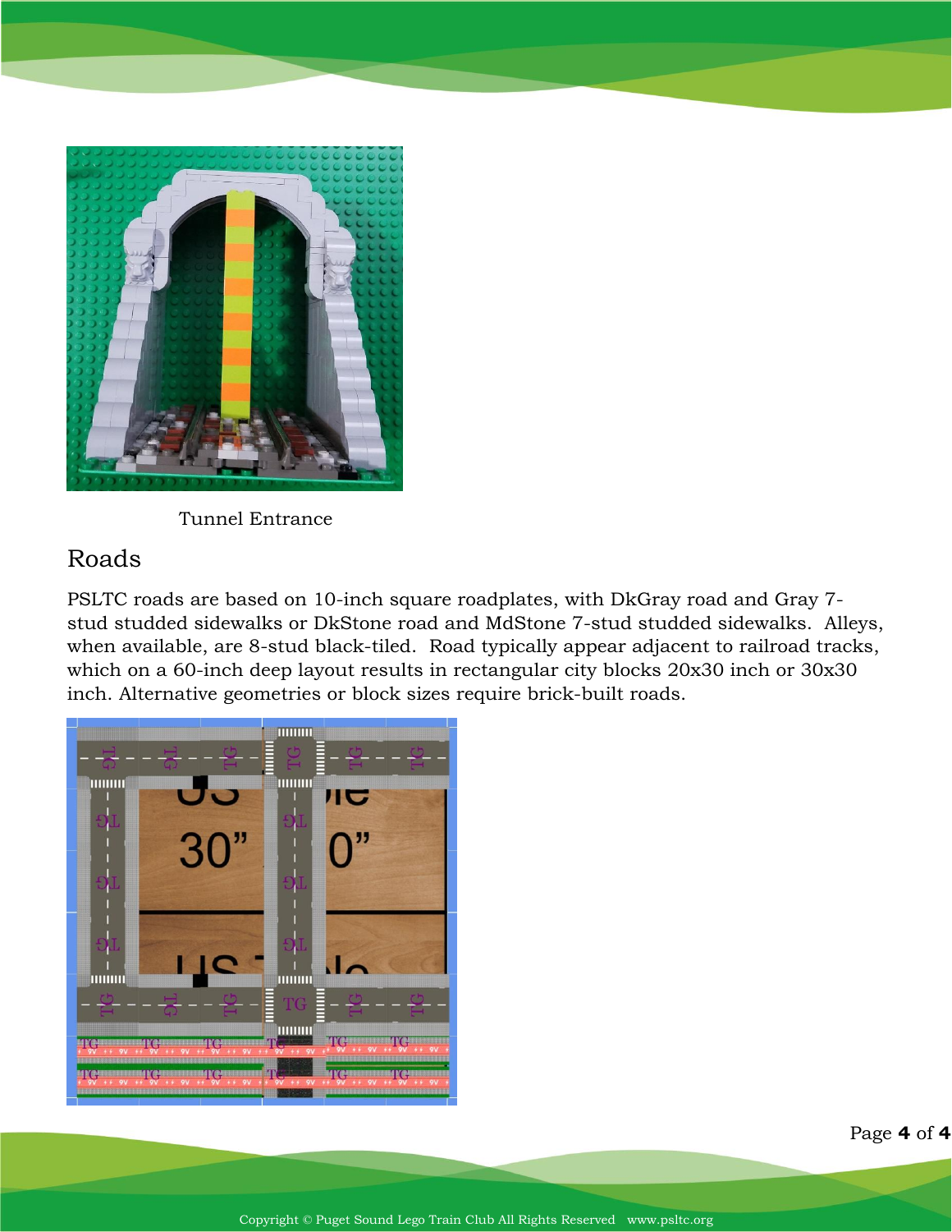Tunnel Entrance

## Roads

PSLTC roads are based on 10-inch square roadplates, with DkGray road and Gray 7-stud studded sidewalks or DkStone road and MdStone 7-stud studded sidewalks. Alleys, when available, are 8-stud black-tiled. Road typically appear adjacent to railroad tracks, which on a 60-inch deep layout results in rectangular city blocks 20x30 inch or 30x30 inch. Alternative geometries or block sizes require brick-built roads.

Copyright © Puget Sound Lego Train Club All Rights Reserved www.psltc.org